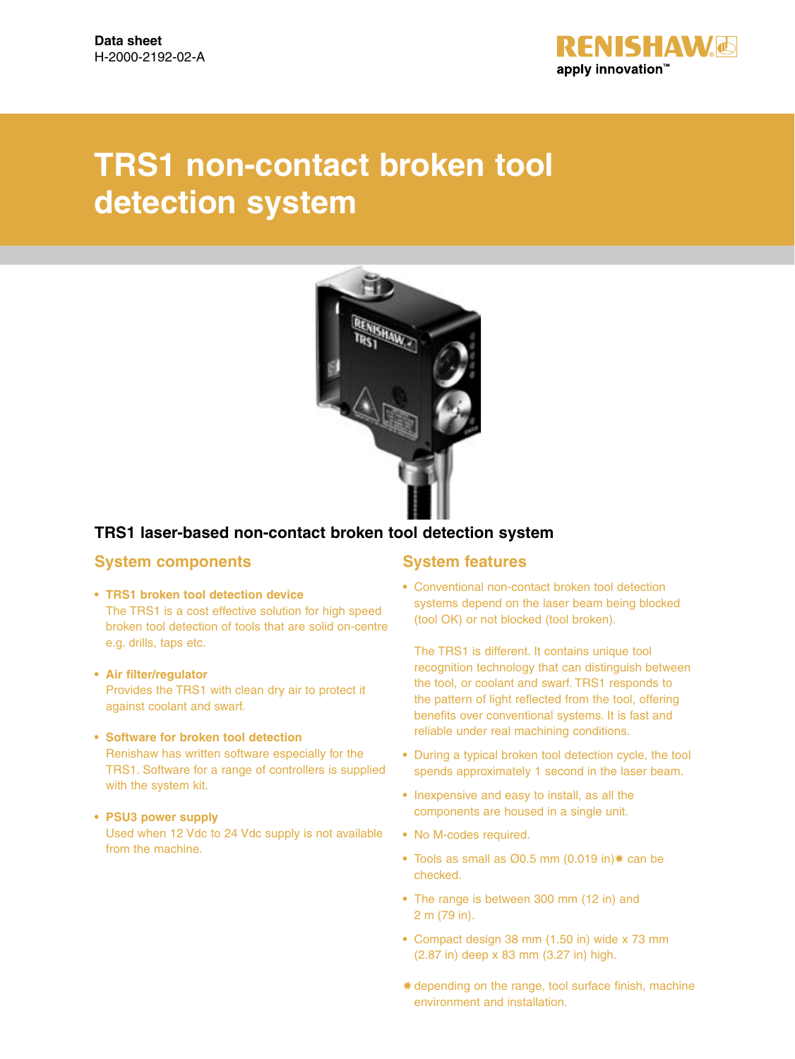Data sheet
H-2000-2192-02-A

# TRS1 non-contact broken tool detection system

## TRS1 laser-based non-contact broken tool detection system

### System components

- **TRS1 broken tool detection device**
  The TRS1 is a cost effective solution for high speed broken tool detection of tools that are solid on-centre e.g. drills, taps etc.

- **Air filter/regulator**
  Provides the TRS1 with clean dry air to protect it against coolant and swarf.

- **Software for broken tool detection**
  Renishaw has written software especially for the TRS1. Software for a range of controllers is supplied with the system kit.

- **PSU3 power supply**
  Used when 12 Vdc to 24 Vdc supply is not available from the machine.

### System features

- Conventional non-contact broken tool detection systems depend on the laser beam being blocked (tool OK) or not blocked (tool broken).

  The TRS1 is different. It contains unique tool recognition technology that can distinguish between the tool, or coolant and swarf. TRS1 responds to the pattern of light reflected from the tool, offering benefits over conventional systems. It is fast and reliable under real machining conditions.

- During a typical broken tool detection cycle, the tool spends approximately 1 second in the laser beam.

- Inexpensive and easy to install, as all the components are housed in a single unit.

- No M-codes required.

- Tools as small as Ø0.5 mm (0.019 in)✷ can be checked.

- The range is between 300 mm (12 in) and 2 m (79 in).

- Compact design 38 mm (1.50 in) wide x 73 mm (2.87 in) deep x 83 mm (3.27 in) high.

✷ depending on the range, tool surface finish, machine environment and installation.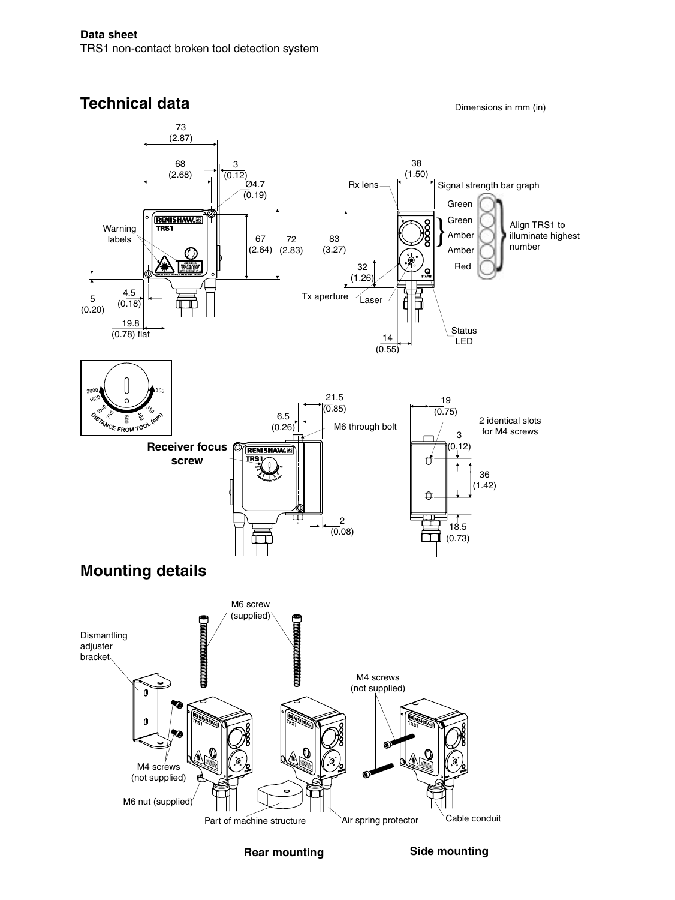**Data sheet**
TRS1 non-contact broken tool detection system

## Technical data

Dimensions in mm (in)

73 (2.87)
68 (2.68)
3 (0.12)
Ø4.7 (0.19)
Warning labels
67 (2.64)
72 (2.83)
5 (0.20)
4.5 (0.18)
19.8 (0.78) flat

38 (1.50)
Rx lens
Signal strength bar graph
83 (3.27)
32 (1.26)
Tx aperture
Laser
14 (0.55)
Status LED

Green
Green
Amber
Amber
Red

Align TRS1 to illuminate highest number

2000, 1500, 1000, 750, 500, 400, 350, 300
DISTANCE FROM TOOL (mm)

**Receiver focus screw**

6.5 (0.26)
21.5 (0.85)
M6 through bolt
2 (0.08)

19 (0.75)
2 identical slots for M4 screws
3 (0.12)
36 (1.42)
18.5 (0.73)

## Mounting details

Dismantling adjuster bracket
M6 screw (supplied)
M4 screws (not supplied)
M6 nut (supplied)
Part of machine structure
Air spring protector
M4 screws (not supplied)
Cable conduit

**Rear mounting**

**Side mounting**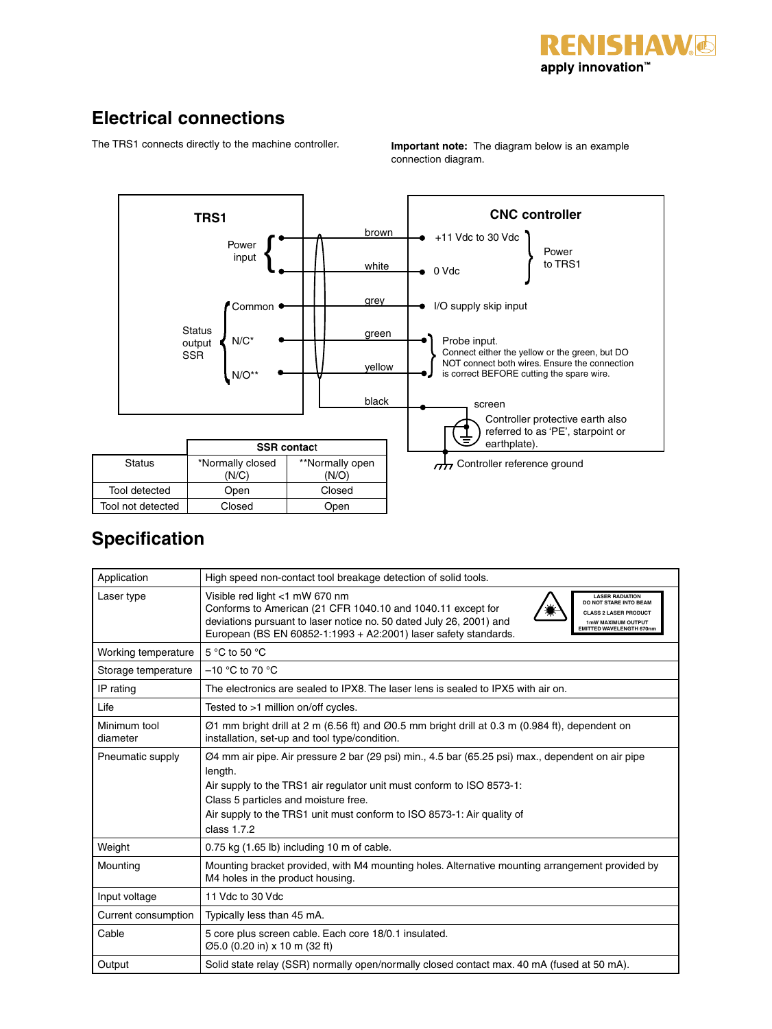## Electrical connections

The TRS1 connects directly to the machine controller.

**Important note:** The diagram below is an example connection diagram.

TRS1

Power input

Status output SSR

Common

N/C*

N/O**

brown

white

grey

green

yellow

black

CNC controller

+11 Vdc to 30 Vdc

0 Vdc

Power to TRS1

I/O supply skip input

Probe input.
Connect either the yellow or the green, but DO NOT connect both wires. Ensure the connection is correct BEFORE cutting the spare wire.

screen

Controller protective earth also referred to as 'PE', starpoint or earthplate).

Controller reference ground

| Status | SSR contact | |
|---|---|---|
| | *Normally closed (N/C) | **Normally open (N/O) |
| Tool detected | Open | Closed |
| Tool not detected | Closed | Open |

## Specification

| | |
|---|---|
| Application | High speed non-contact tool breakage detection of solid tools. |
| Laser type | Visible red light <1 mW 670 nm<br>Conforms to American (21 CFR 1040.10 and 1040.11 except for deviations pursuant to laser notice no. 50 dated July 26, 2001) and European (BS EN 60852-1:1993 + A2:2001) laser safety standards.<br>LASER RADIATION DO NOT STARE INTO BEAM CLASS 2 LASER PRODUCT 1mW MAXIMUM OUTPUT EMITTED WAVELENGTH 670nm |
| Working temperature | 5 °C to 50 °C |
| Storage temperature | –10 °C to 70 °C |
| IP rating | The electronics are sealed to IPX8. The laser lens is sealed to IPX5 with air on. |
| Life | Tested to >1 million on/off cycles. |
| Minimum tool diameter | Ø1 mm bright drill at 2 m (6.56 ft) and Ø0.5 mm bright drill at 0.3 m (0.984 ft), dependent on installation, set-up and tool type/condition. |
| Pneumatic supply | Ø4 mm air pipe. Air pressure 2 bar (29 psi) min., 4.5 bar (65.25 psi) max., dependent on air pipe length.<br>Air supply to the TRS1 air regulator unit must conform to ISO 8573-1:<br>Class 5 particles and moisture free.<br>Air supply to the TRS1 unit must conform to ISO 8573-1: Air quality of class 1.7.2 |
| Weight | 0.75 kg (1.65 lb) including 10 m of cable. |
| Mounting | Mounting bracket provided, with M4 mounting holes. Alternative mounting arrangement provided by M4 holes in the product housing. |
| Input voltage | 11 Vdc to 30 Vdc |
| Current consumption | Typically less than 45 mA. |
| Cable | 5 core plus screen cable. Each core 18/0.1 insulated.<br>Ø5.0 (0.20 in) x 10 m (32 ft) |
| Output | Solid state relay (SSR) normally open/normally closed contact max. 40 mA (fused at 50 mA). |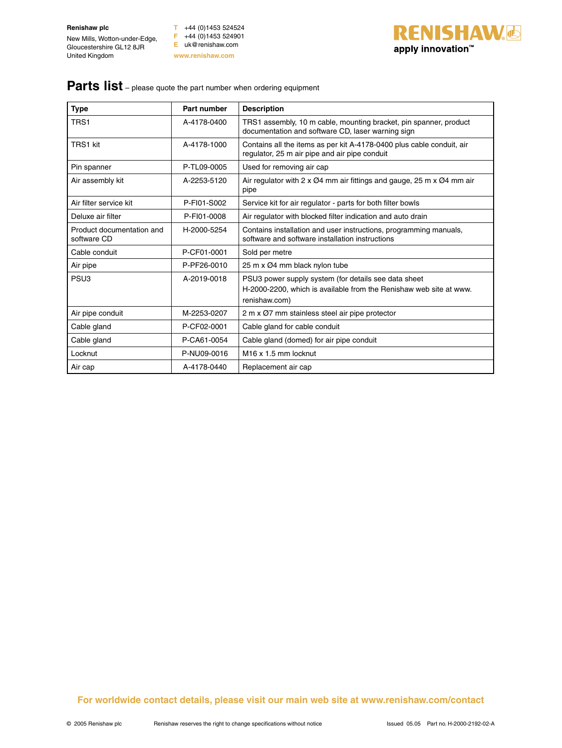**Renishaw plc**

New Mills, Wotton-under-Edge,
Gloucestershire GL12 8JR
United Kingdom

**T** +44 (0)1453 524524
**F** +44 (0)1453 524901
**E** uk@renishaw.com
**www.renishaw.com**

**RENISHAW**
**apply innovation™**

# Parts list – please quote the part number when ordering equipment

| Type | Part number | Description |
|---|---|---|
| TRS1 | A-4178-0400 | TRS1 assembly, 10 m cable, mounting bracket, pin spanner, product documentation and software CD, laser warning sign |
| TRS1 kit | A-4178-1000 | Contains all the items as per kit A-4178-0400 plus cable conduit, air regulator, 25 m air pipe and air pipe conduit |
| Pin spanner | P-TL09-0005 | Used for removing air cap |
| Air assembly kit | A-2253-5120 | Air regulator with 2 x Ø4 mm air fittings and gauge, 25 m x Ø4 mm air pipe |
| Air filter service kit | P-FI01-S002 | Service kit for air regulator - parts for both filter bowls |
| Deluxe air filter | P-FI01-0008 | Air regulator with blocked filter indication and auto drain |
| Product documentation and software CD | H-2000-5254 | Contains installation and user instructions, programming manuals, software and software installation instructions |
| Cable conduit | P-CF01-0001 | Sold per metre |
| Air pipe | P-PF26-0010 | 25 m x Ø4 mm black nylon tube |
| PSU3 | A-2019-0018 | PSU3 power supply system (for details see data sheet H-2000-2200, which is available from the Renishaw web site at www.renishaw.com) |
| Air pipe conduit | M-2253-0207 | 2 m x Ø7 mm stainless steel air pipe protector |
| Cable gland | P-CF02-0001 | Cable gland for cable conduit |
| Cable gland | P-CA61-0054 | Cable gland (domed) for air pipe conduit |
| Locknut | P-NU09-0016 | M16 x 1.5 mm locknut |
| Air cap | A-4178-0440 | Replacement air cap |

**For worldwide contact details, please visit our main web site at www.renishaw.com/contact**

© 2005 Renishaw plc     Renishaw reserves the right to change specifications without notice     Issued 05.05  Part no. H-2000-2192-02-A